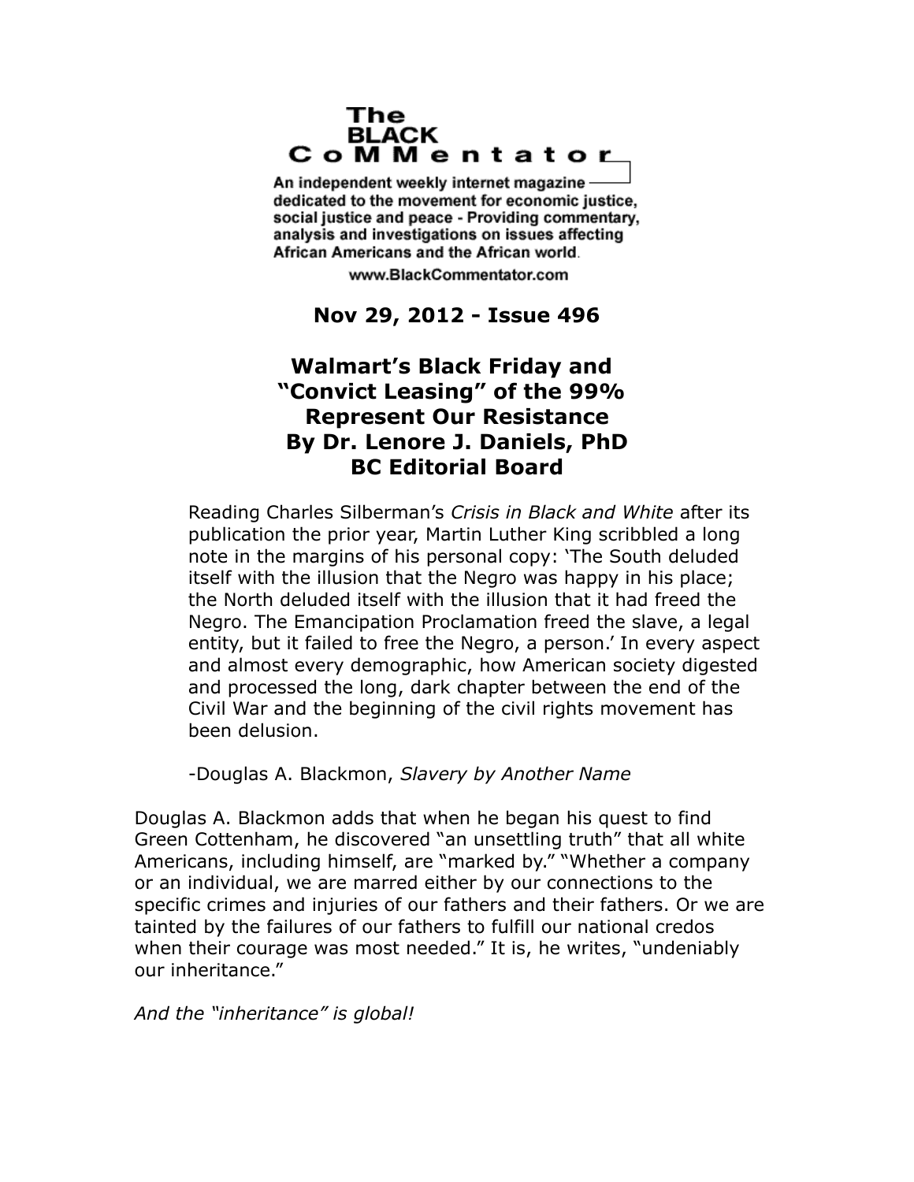# The BLACK CoMMentator

**An independent weekly internet magazine dedicated to the movement for economic justice, social justice and peace - Providing commentary, analysis and investigations on issues affecting African Americans and the African world.**

**www.BlackCommentator.com**

### Nov 29, 2012 - Issue 496

## Walmart's Black Friday and "Convict Leasing" of the 99% Represent Our Resistance
### By Dr. Lenore J. Daniels, PhD
### BC Editorial Board

> Reading Charles Silberman's *Crisis in Black and White* after its publication the prior year, Martin Luther King scribbled a long note in the margins of his personal copy: 'The South deluded itself with the illusion that the Negro was happy in his place; the North deluded itself with the illusion that it had freed the Negro. The Emancipation Proclamation freed the slave, a legal entity, but it failed to free the Negro, a person.' In every aspect and almost every demographic, how American society digested and processed the long, dark chapter between the end of the Civil War and the beginning of the civil rights movement has been delusion.
>
> -Douglas A. Blackmon, *Slavery by Another Name*

Douglas A. Blackmon adds that when he began his quest to find Green Cottenham, he discovered "an unsettling truth" that all white Americans, including himself, are "marked by." "Whether a company or an individual, we are marred either by our connections to the specific crimes and injuries of our fathers and their fathers. Or we are tainted by the failures of our fathers to fulfill our national credos when their courage was most needed." It is, he writes, "undeniably our inheritance."

*And the "inheritance" is global!*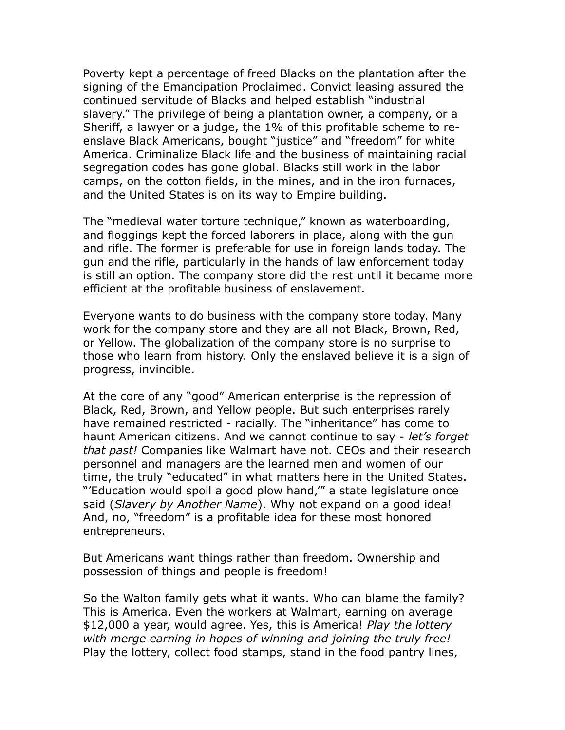Poverty kept a percentage of freed Blacks on the plantation after the signing of the Emancipation Proclaimed. Convict leasing assured the continued servitude of Blacks and helped establish "industrial slavery." The privilege of being a plantation owner, a company, or a Sheriff, a lawyer or a judge, the 1% of this profitable scheme to re-enslave Black Americans, bought "justice" and "freedom" for white America. Criminalize Black life and the business of maintaining racial segregation codes has gone global. Blacks still work in the labor camps, on the cotton fields, in the mines, and in the iron furnaces, and the United States is on its way to Empire building.

The "medieval water torture technique," known as waterboarding, and floggings kept the forced laborers in place, along with the gun and rifle. The former is preferable for use in foreign lands today. The gun and the rifle, particularly in the hands of law enforcement today is still an option. The company store did the rest until it became more efficient at the profitable business of enslavement.

Everyone wants to do business with the company store today. Many work for the company store and they are all not Black, Brown, Red, or Yellow. The globalization of the company store is no surprise to those who learn from history. Only the enslaved believe it is a sign of progress, invincible.

At the core of any "good" American enterprise is the repression of Black, Red, Brown, and Yellow people. But such enterprises rarely have remained restricted - racially. The "inheritance" has come to haunt American citizens. And we cannot continue to say - *let's forget that past!* Companies like Walmart have not. CEOs and their research personnel and managers are the learned men and women of our time, the truly "educated" in what matters here in the United States. "'Education would spoil a good plow hand,'" a state legislature once said (*Slavery by Another Name*). Why not expand on a good idea! And, no, "freedom" is a profitable idea for these most honored entrepreneurs.

But Americans want things rather than freedom. Ownership and possession of things and people is freedom!

So the Walton family gets what it wants. Who can blame the family? This is America. Even the workers at Walmart, earning on average $12,000 a year, would agree. Yes, this is America! *Play the lottery with merge earning in hopes of winning and joining the truly free!* Play the lottery, collect food stamps, stand in the food pantry lines,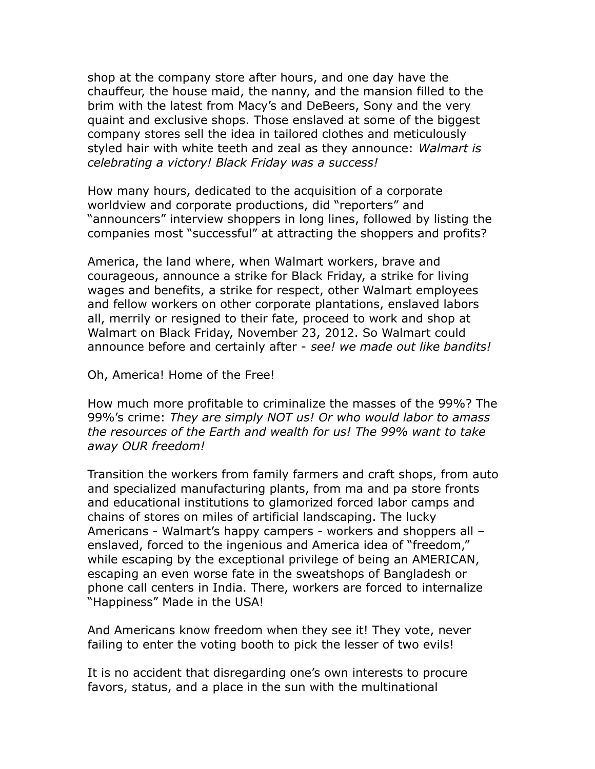shop at the company store after hours, and one day have the chauffeur, the house maid, the nanny, and the mansion filled to the brim with the latest from Macy's and DeBeers, Sony and the very quaint and exclusive shops. Those enslaved at some of the biggest company stores sell the idea in tailored clothes and meticulously styled hair with white teeth and zeal as they announce: *Walmart is celebrating a victory! Black Friday was a success!*

How many hours, dedicated to the acquisition of a corporate worldview and corporate productions, did "reporters" and "announcers" interview shoppers in long lines, followed by listing the companies most "successful" at attracting the shoppers and profits?

America, the land where, when Walmart workers, brave and courageous, announce a strike for Black Friday, a strike for living wages and benefits, a strike for respect, other Walmart employees and fellow workers on other corporate plantations, enslaved labors all, merrily or resigned to their fate, proceed to work and shop at Walmart on Black Friday, November 23, 2012. So Walmart could announce before and certainly after - *see! we made out like bandits!*

Oh, America! Home of the Free!

How much more profitable to criminalize the masses of the 99%? The 99%'s crime: *They are simply NOT us! Or who would labor to amass the resources of the Earth and wealth for us! The 99% want to take away OUR freedom!*

Transition the workers from family farmers and craft shops, from auto and specialized manufacturing plants, from ma and pa store fronts and educational institutions to glamorized forced labor camps and chains of stores on miles of artificial landscaping. The lucky Americans - Walmart's happy campers - workers and shoppers all – enslaved, forced to the ingenious and America idea of "freedom," while escaping by the exceptional privilege of being an AMERICAN, escaping an even worse fate in the sweatshops of Bangladesh or phone call centers in India. There, workers are forced to internalize "Happiness" Made in the USA!

And Americans know freedom when they see it! They vote, never failing to enter the voting booth to pick the lesser of two evils!

It is no accident that disregarding one's own interests to procure favors, status, and a place in the sun with the multinational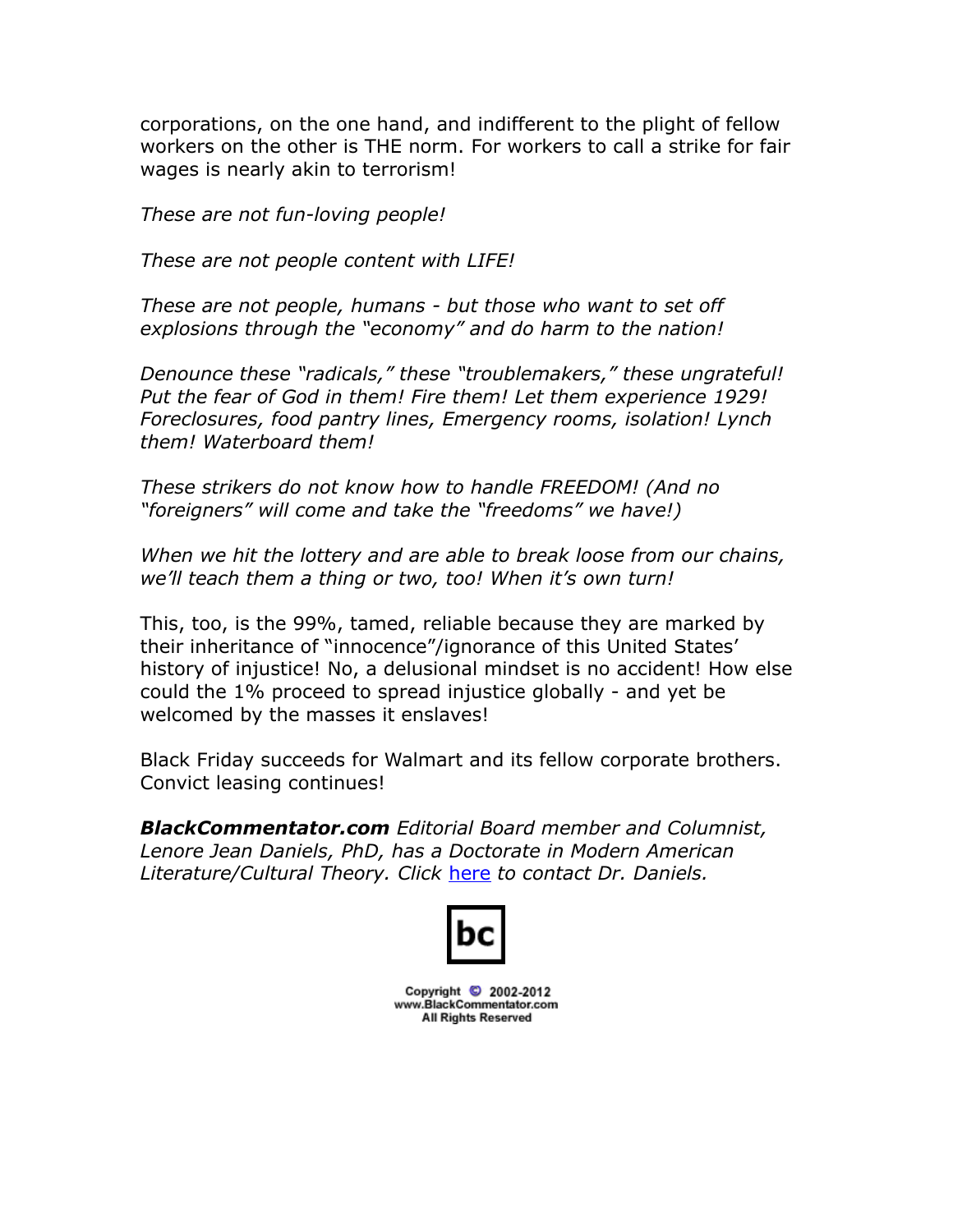corporations, on the one hand, and indifferent to the plight of fellow workers on the other is THE norm. For workers to call a strike for fair wages is nearly akin to terrorism!

*These are not fun-loving people!*

*These are not people content with LIFE!*

*These are not people, humans - but those who want to set off explosions through the "economy" and do harm to the nation!*

*Denounce these "radicals," these "troublemakers," these ungrateful! Put the fear of God in them! Fire them! Let them experience 1929! Foreclosures, food pantry lines, Emergency rooms, isolation! Lynch them! Waterboard them!*

*These strikers do not know how to handle FREEDOM! (And no "foreigners" will come and take the "freedoms" we have!)*

*When we hit the lottery and are able to break loose from our chains, we'll teach them a thing or two, too! When it's own turn!*

This, too, is the 99%, tamed, reliable because they are marked by their inheritance of "innocence"/ignorance of this United States' history of injustice! No, a delusional mindset is no accident! How else could the 1% proceed to spread injustice globally - and yet be welcomed by the masses it enslaves!

Black Friday succeeds for Walmart and its fellow corporate brothers. Convict leasing continues!

***BlackCommentator.com*** *Editorial Board member and Columnist, Lenore Jean Daniels, PhD, has a Doctorate in Modern American Literature/Cultural Theory. Click* here *to contact Dr. Daniels.*

bc

Copyright © 2002-2012
www.BlackCommentator.com
All Rights Reserved